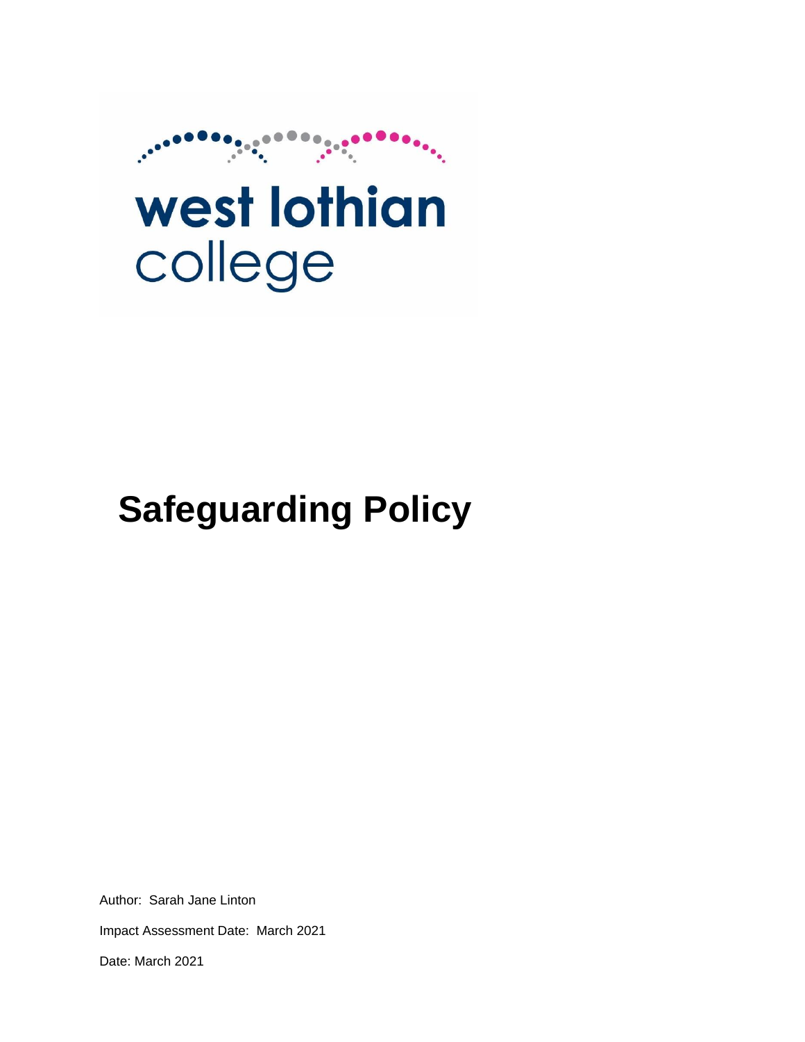west lothian
college

# Safeguarding Policy

Author: Sarah Jane Linton

Impact Assessment Date: March 2021

Date: March 2021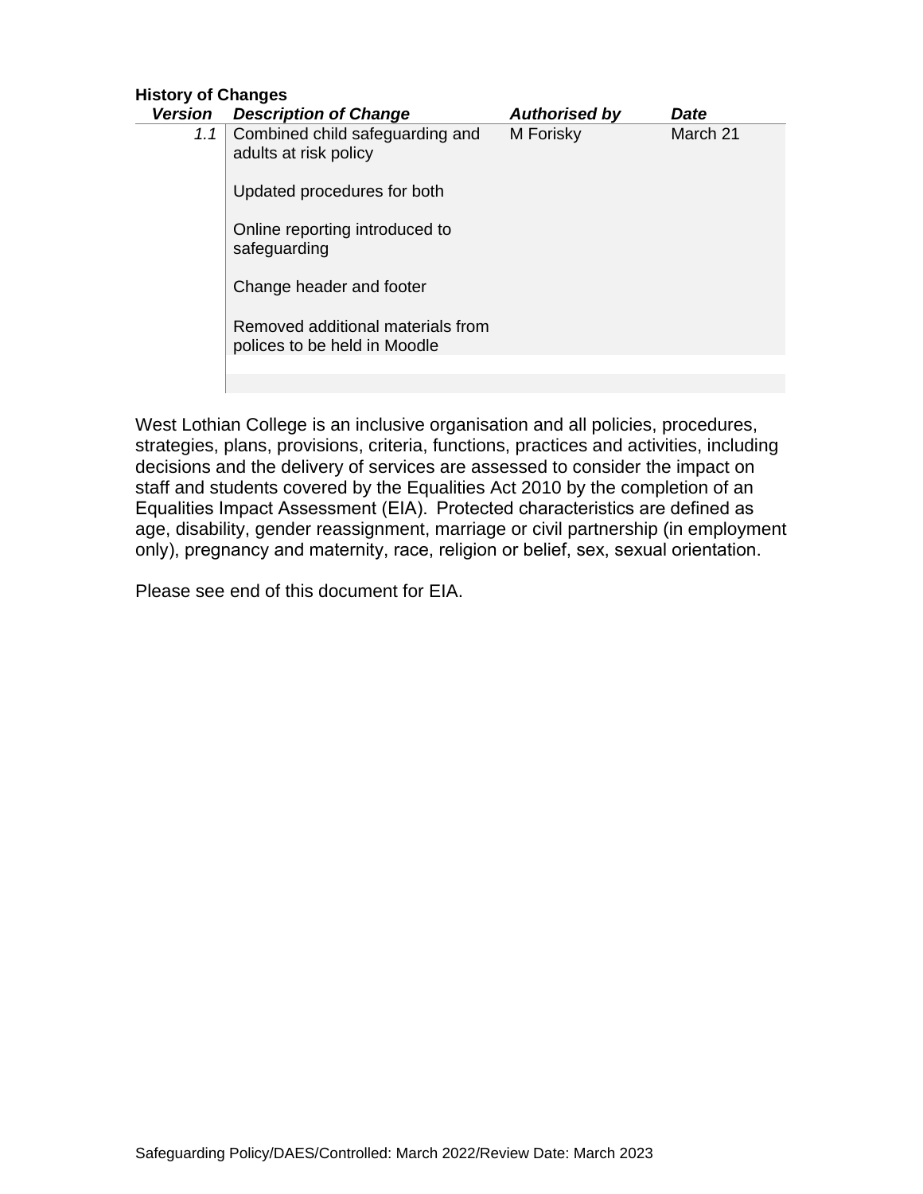**History of Changes**

| *Version* | *Description of Change* | *Authorised by* | *Date* |
|---|---|---|---|
| *1.1* | Combined child safeguarding and adults at risk policy<br><br>Updated procedures for both<br><br>Online reporting introduced to safeguarding<br><br>Change header and footer<br><br>Removed additional materials from polices to be held in Moodle | M Forisky | March 21 |
| | | | |
| | | | |

West Lothian College is an inclusive organisation and all policies, procedures, strategies, plans, provisions, criteria, functions, practices and activities, including decisions and the delivery of services are assessed to consider the impact on staff and students covered by the Equalities Act 2010 by the completion of an Equalities Impact Assessment (EIA). Protected characteristics are defined as age, disability, gender reassignment, marriage or civil partnership (in employment only), pregnancy and maternity, race, religion or belief, sex, sexual orientation.

Please see end of this document for EIA.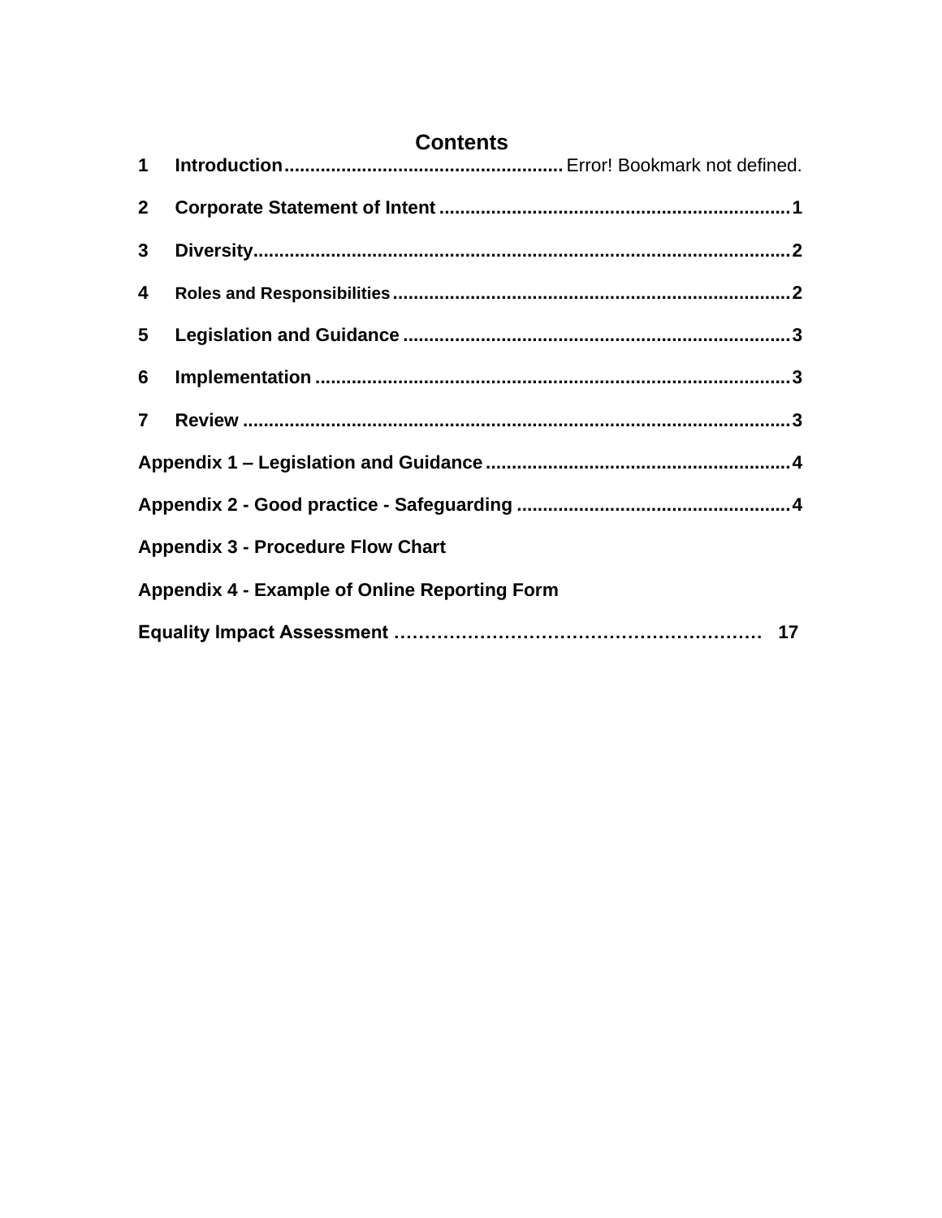# Contents

| | | |
|---|---|---|
| 1 | **Introduction** | Error! Bookmark not defined. |
| 2 | **Corporate Statement of Intent** | 1 |
| 3 | **Diversity** | 2 |
| 4 | **Roles and Responsibilities** | 2 |
| 5 | **Legislation and Guidance** | 3 |
| 6 | **Implementation** | 3 |
| 7 | **Review** | 3 |
| | **Appendix 1 – Legislation and Guidance** | 4 |
| | **Appendix 2 - Good practice - Safeguarding** | 4 |
| | **Appendix 3 - Procedure Flow Chart** | |
| | **Appendix 4 - Example of Online Reporting Form** | |
| | **Equality Impact Assessment** | 17 |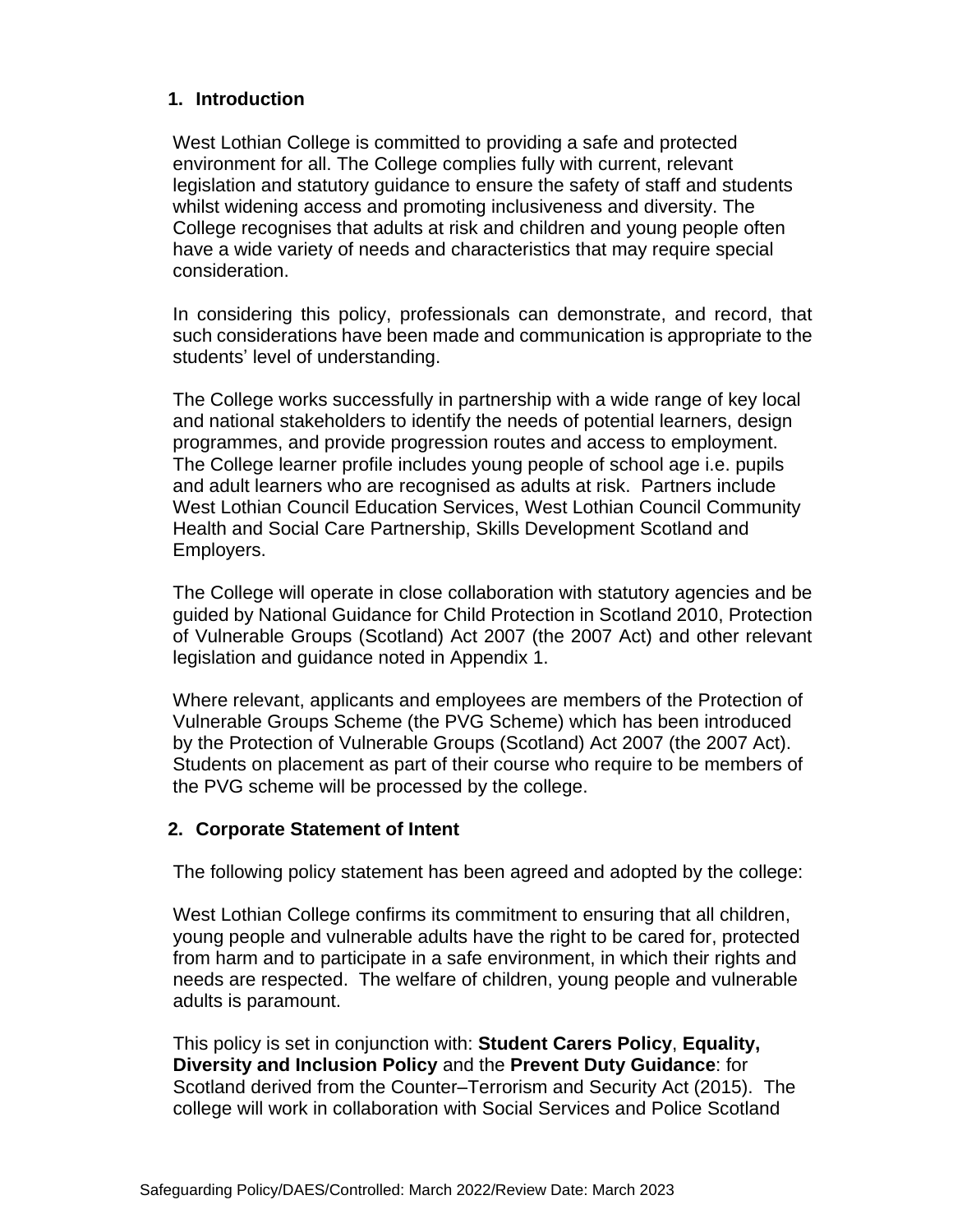## 1. Introduction

West Lothian College is committed to providing a safe and protected environment for all. The College complies fully with current, relevant legislation and statutory guidance to ensure the safety of staff and students whilst widening access and promoting inclusiveness and diversity. The College recognises that adults at risk and children and young people often have a wide variety of needs and characteristics that may require special consideration.

In considering this policy, professionals can demonstrate, and record, that such considerations have been made and communication is appropriate to the students' level of understanding.

The College works successfully in partnership with a wide range of key local and national stakeholders to identify the needs of potential learners, design programmes, and provide progression routes and access to employment. The College learner profile includes young people of school age i.e. pupils and adult learners who are recognised as adults at risk. Partners include West Lothian Council Education Services, West Lothian Council Community Health and Social Care Partnership, Skills Development Scotland and Employers.

The College will operate in close collaboration with statutory agencies and be guided by National Guidance for Child Protection in Scotland 2010, Protection of Vulnerable Groups (Scotland) Act 2007 (the 2007 Act) and other relevant legislation and guidance noted in Appendix 1.

Where relevant, applicants and employees are members of the Protection of Vulnerable Groups Scheme (the PVG Scheme) which has been introduced by the Protection of Vulnerable Groups (Scotland) Act 2007 (the 2007 Act). Students on placement as part of their course who require to be members of the PVG scheme will be processed by the college.

## 2. Corporate Statement of Intent

The following policy statement has been agreed and adopted by the college:

West Lothian College confirms its commitment to ensuring that all children, young people and vulnerable adults have the right to be cared for, protected from harm and to participate in a safe environment, in which their rights and needs are respected. The welfare of children, young people and vulnerable adults is paramount.

This policy is set in conjunction with: **Student Carers Policy**, **Equality, Diversity and Inclusion Policy** and the **Prevent Duty Guidance**: for Scotland derived from the Counter–Terrorism and Security Act (2015). The college will work in collaboration with Social Services and Police Scotland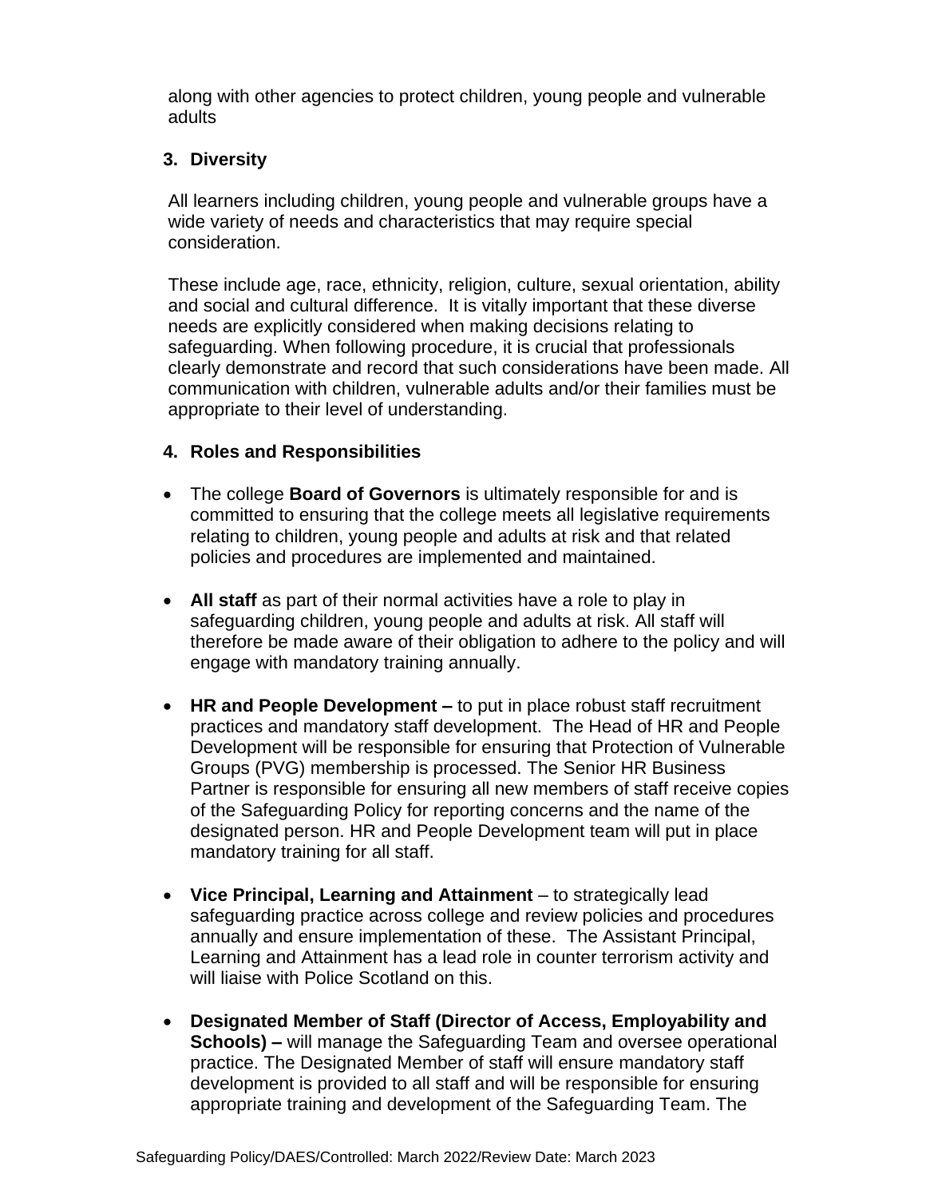along with other agencies to protect children, young people and vulnerable adults

## 3. Diversity

All learners including children, young people and vulnerable groups have a wide variety of needs and characteristics that may require special consideration.

These include age, race, ethnicity, religion, culture, sexual orientation, ability and social and cultural difference. It is vitally important that these diverse needs are explicitly considered when making decisions relating to safeguarding. When following procedure, it is crucial that professionals clearly demonstrate and record that such considerations have been made. All communication with children, vulnerable adults and/or their families must be appropriate to their level of understanding.

## 4. Roles and Responsibilities

- The college **Board of Governors** is ultimately responsible for and is committed to ensuring that the college meets all legislative requirements relating to children, young people and adults at risk and that related policies and procedures are implemented and maintained.

- **All staff** as part of their normal activities have a role to play in safeguarding children, young people and adults at risk. All staff will therefore be made aware of their obligation to adhere to the policy and will engage with mandatory training annually.

- **HR and People Development –** to put in place robust staff recruitment practices and mandatory staff development. The Head of HR and People Development will be responsible for ensuring that Protection of Vulnerable Groups (PVG) membership is processed. The Senior HR Business Partner is responsible for ensuring all new members of staff receive copies of the Safeguarding Policy for reporting concerns and the name of the designated person. HR and People Development team will put in place mandatory training for all staff.

- **Vice Principal, Learning and Attainment** – to strategically lead safeguarding practice across college and review policies and procedures annually and ensure implementation of these. The Assistant Principal, Learning and Attainment has a lead role in counter terrorism activity and will liaise with Police Scotland on this.

- **Designated Member of Staff (Director of Access, Employability and Schools) –** will manage the Safeguarding Team and oversee operational practice. The Designated Member of staff will ensure mandatory staff development is provided to all staff and will be responsible for ensuring appropriate training and development of the Safeguarding Team. The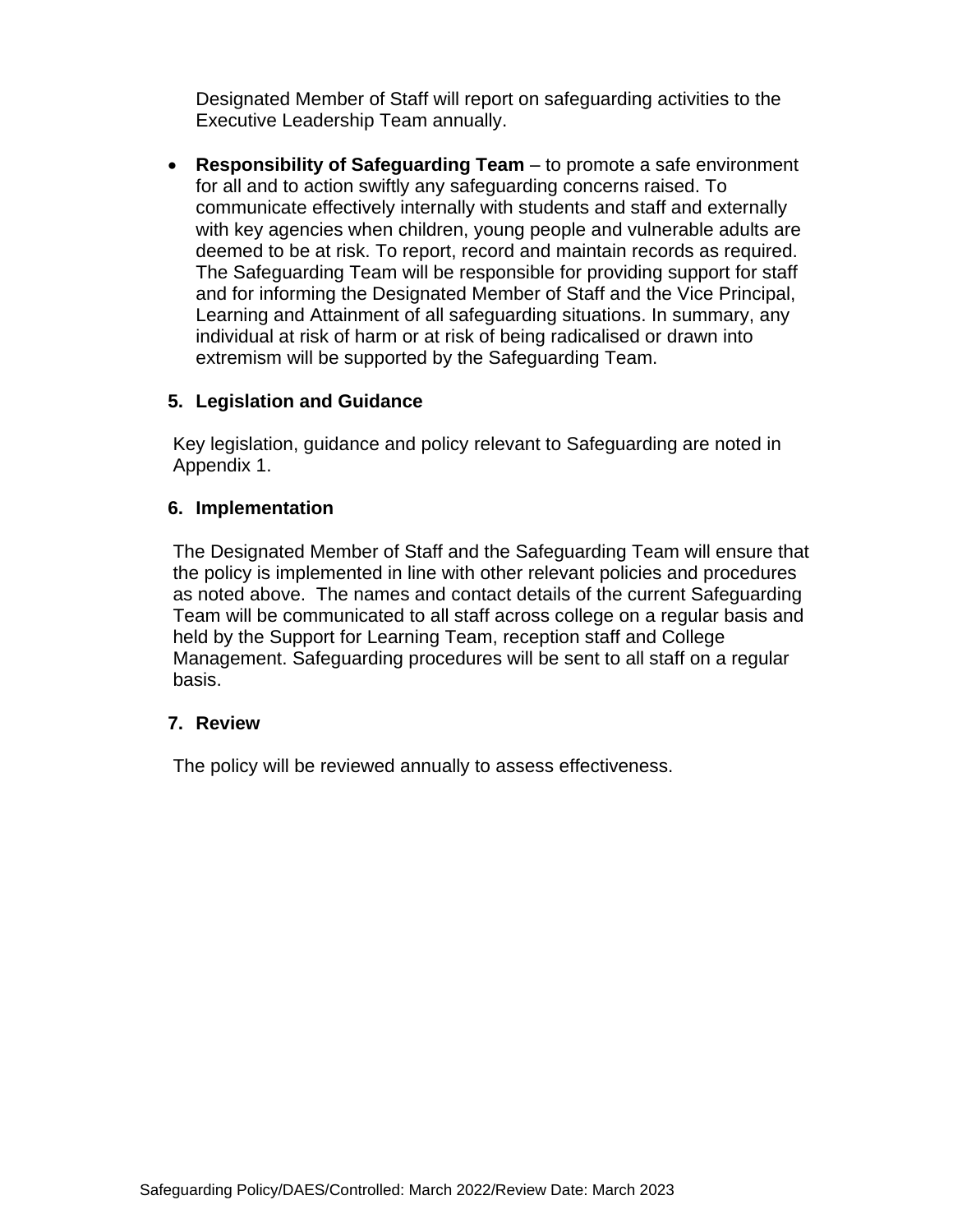Designated Member of Staff will report on safeguarding activities to the Executive Leadership Team annually.

- **Responsibility of Safeguarding Team** – to promote a safe environment for all and to action swiftly any safeguarding concerns raised. To communicate effectively internally with students and staff and externally with key agencies when children, young people and vulnerable adults are deemed to be at risk. To report, record and maintain records as required. The Safeguarding Team will be responsible for providing support for staff and for informing the Designated Member of Staff and the Vice Principal, Learning and Attainment of all safeguarding situations. In summary, any individual at risk of harm or at risk of being radicalised or drawn into extremism will be supported by the Safeguarding Team.

## 5. Legislation and Guidance

Key legislation, guidance and policy relevant to Safeguarding are noted in Appendix 1.

## 6. Implementation

The Designated Member of Staff and the Safeguarding Team will ensure that the policy is implemented in line with other relevant policies and procedures as noted above. The names and contact details of the current Safeguarding Team will be communicated to all staff across college on a regular basis and held by the Support for Learning Team, reception staff and College Management. Safeguarding procedures will be sent to all staff on a regular basis.

## 7. Review

The policy will be reviewed annually to assess effectiveness.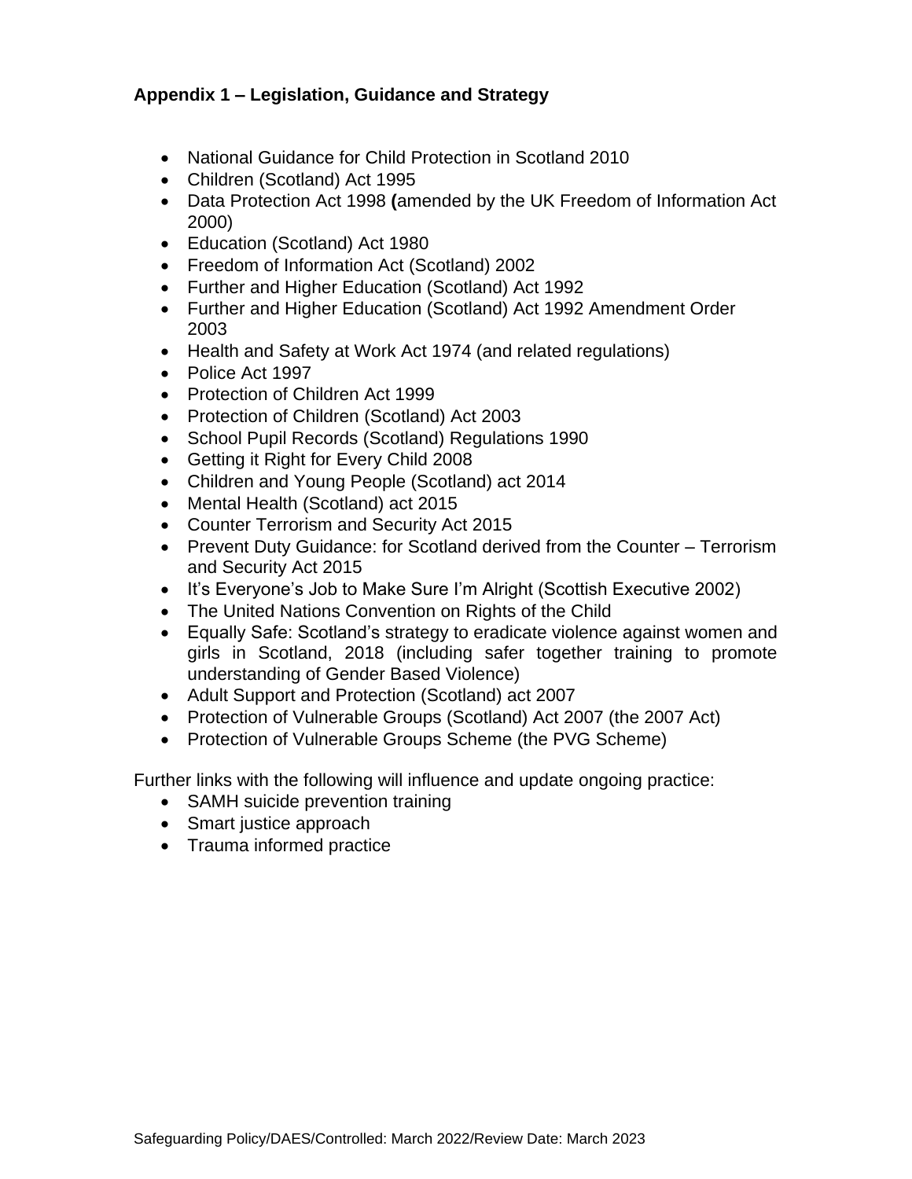**Appendix 1 – Legislation, Guidance and Strategy**

- National Guidance for Child Protection in Scotland 2010
- Children (Scotland) Act 1995
- Data Protection Act 1998 **(**amended by the UK Freedom of Information Act 2000)
- Education (Scotland) Act 1980
- Freedom of Information Act (Scotland) 2002
- Further and Higher Education (Scotland) Act 1992
- Further and Higher Education (Scotland) Act 1992 Amendment Order 2003
- Health and Safety at Work Act 1974 (and related regulations)
- Police Act 1997
- Protection of Children Act 1999
- Protection of Children (Scotland) Act 2003
- School Pupil Records (Scotland) Regulations 1990
- Getting it Right for Every Child 2008
- Children and Young People (Scotland) act 2014
- Mental Health (Scotland) act 2015
- Counter Terrorism and Security Act 2015
- Prevent Duty Guidance: for Scotland derived from the Counter – Terrorism and Security Act 2015
- It's Everyone's Job to Make Sure I'm Alright (Scottish Executive 2002)
- The United Nations Convention on Rights of the Child
- Equally Safe: Scotland's strategy to eradicate violence against women and girls in Scotland, 2018 (including safer together training to promote understanding of Gender Based Violence)
- Adult Support and Protection (Scotland) act 2007
- Protection of Vulnerable Groups (Scotland) Act 2007 (the 2007 Act)
- Protection of Vulnerable Groups Scheme (the PVG Scheme)

Further links with the following will influence and update ongoing practice:

- SAMH suicide prevention training
- Smart justice approach
- Trauma informed practice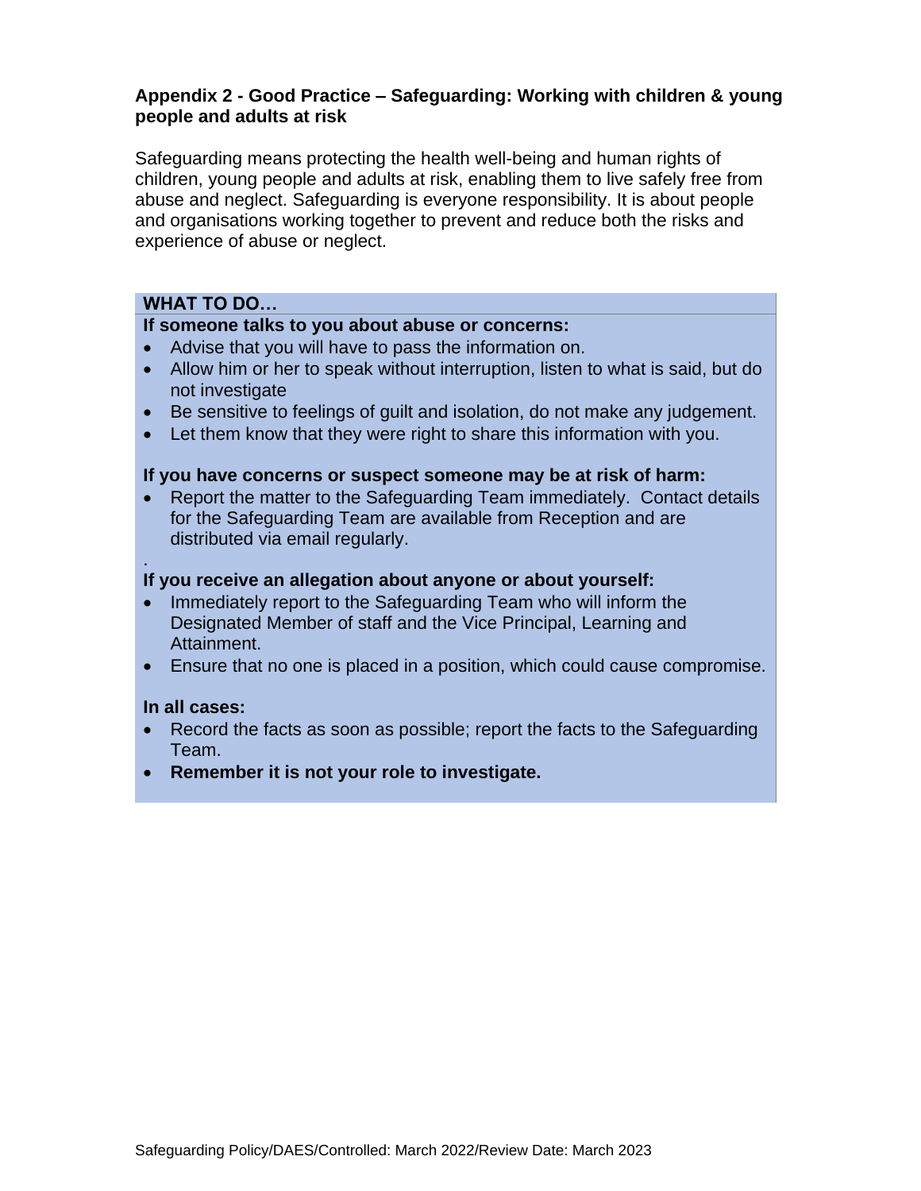## Appendix 2 - Good Practice – Safeguarding: Working with children & young people and adults at risk

Safeguarding means protecting the health well-being and human rights of children, young people and adults at risk, enabling them to live safely free from abuse and neglect. Safeguarding is everyone responsibility. It is about people and organisations working together to prevent and reduce both the risks and experience of abuse or neglect.

**WHAT TO DO…**

**If someone talks to you about abuse or concerns:**

- Advise that you will have to pass the information on.
- Allow him or her to speak without interruption, listen to what is said, but do not investigate
- Be sensitive to feelings of guilt and isolation, do not make any judgement.
- Let them know that they were right to share this information with you.

**If you have concerns or suspect someone may be at risk of harm:**

- Report the matter to the Safeguarding Team immediately. Contact details for the Safeguarding Team are available from Reception and are distributed via email regularly.

**If you receive an allegation about anyone or about yourself:**

- Immediately report to the Safeguarding Team who will inform the Designated Member of staff and the Vice Principal, Learning and Attainment.
- Ensure that no one is placed in a position, which could cause compromise.

**In all cases:**

- Record the facts as soon as possible; report the facts to the Safeguarding Team.
- **Remember it is not your role to investigate.**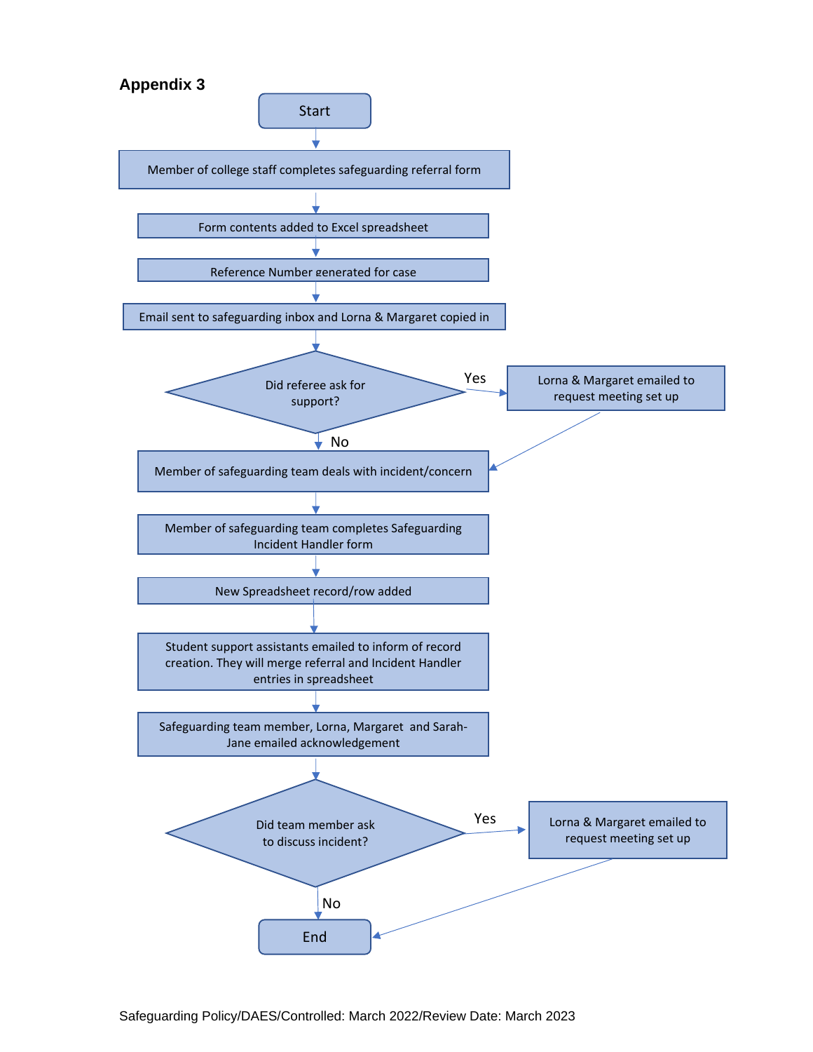## Appendix 3

Start

↓

Member of college staff completes safeguarding referral form

↓

Form contents added to Excel spreadsheet

↓

Reference Number generated for case

↓

Email sent to safeguarding inbox and Lorna & Margaret copied in

↓

Did referee ask for support?

- Yes → Lorna & Margaret emailed to request meeting set up → Member of safeguarding team deals with incident/concern
- No → Member of safeguarding team deals with incident/concern

↓

Member of safeguarding team deals with incident/concern

↓

Member of safeguarding team completes Safeguarding Incident Handler form

↓

New Spreadsheet record/row added

↓

Student support assistants emailed to inform of record creation. They will merge referral and Incident Handler entries in spreadsheet

↓

Safeguarding team member, Lorna, Margaret and Sarah-Jane emailed acknowledgement

↓

Did team member ask to discuss incident?

- Yes → Lorna & Margaret emailed to request meeting set up → End
- No → End

End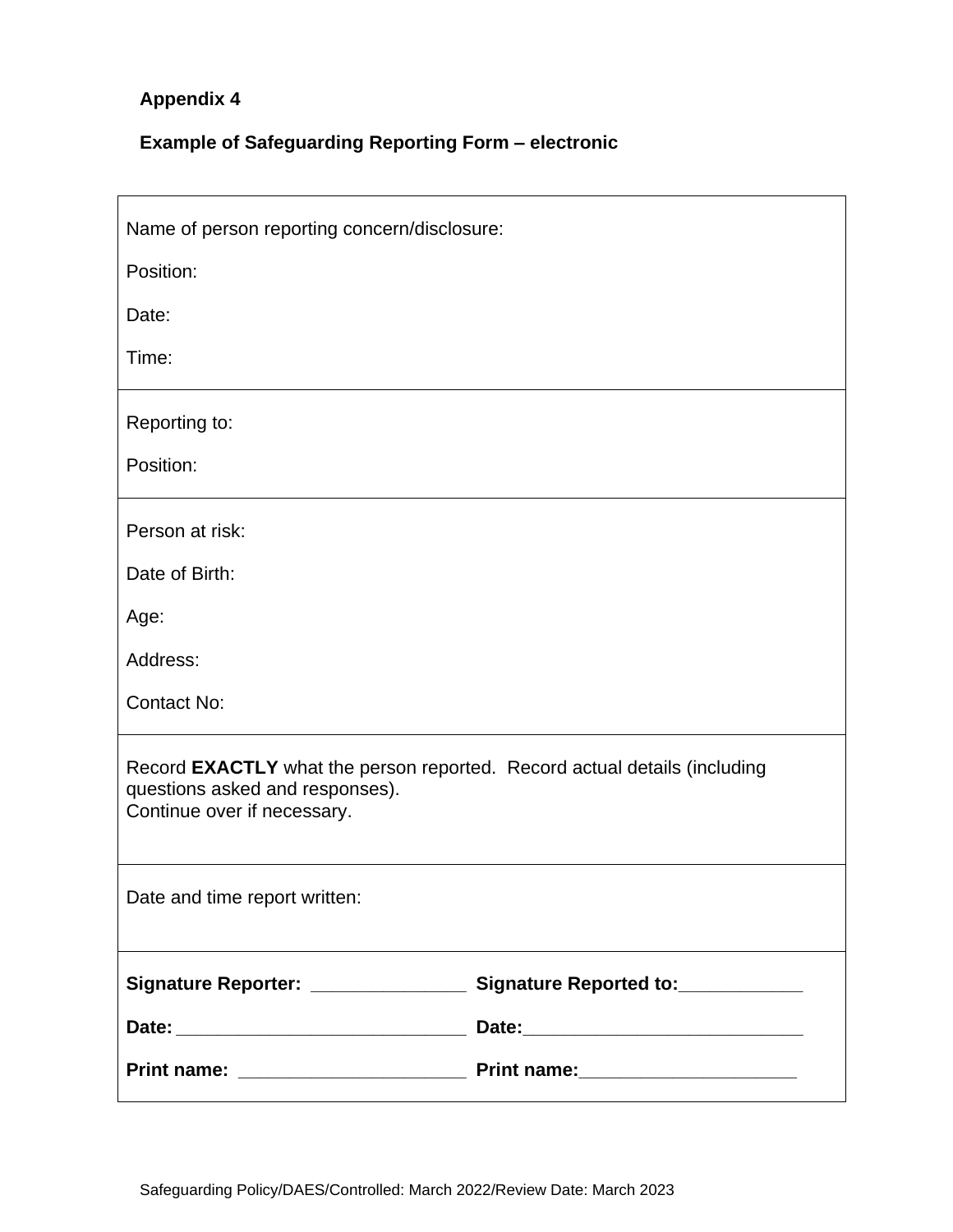**Appendix 4**

**Example of Safeguarding Reporting Form – electronic**

| |
|---|
| Name of person reporting concern/disclosure:<br><br>Position:<br><br>Date:<br><br>Time: |
| Reporting to:<br><br>Position: |
| Person at risk:<br><br>Date of Birth:<br><br>Age:<br><br>Address:<br><br>Contact No: |
| Record **EXACTLY** what the person reported. Record actual details (including questions asked and responses).<br>Continue over if necessary. |
| Date and time report written: |
| **Signature Reporter:** _______________ **Signature Reported to:**____________<br><br>**Date:** _____________________________ **Date:**____________________________<br><br>**Print name:** ______________________ **Print name:**_____________________ |

Safeguarding Policy/DAES/Controlled: March 2022/Review Date: March 2023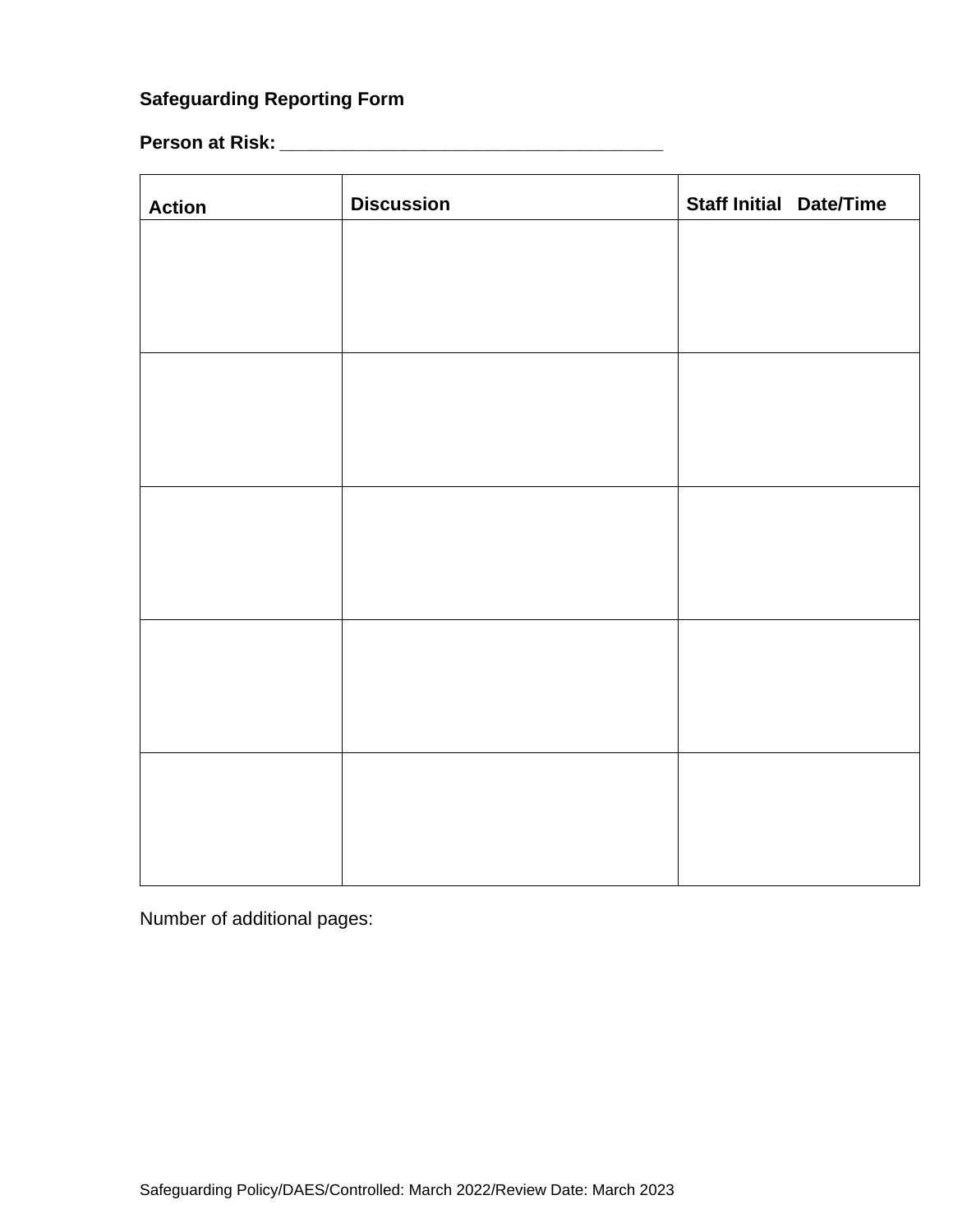**Safeguarding Reporting Form**

**Person at Risk: _____________________________________**

| Action | Discussion | Staff Initial Date/Time |
|---|---|---|
| | | |
| | | |
| | | |
| | | |
| | | |

Number of additional pages: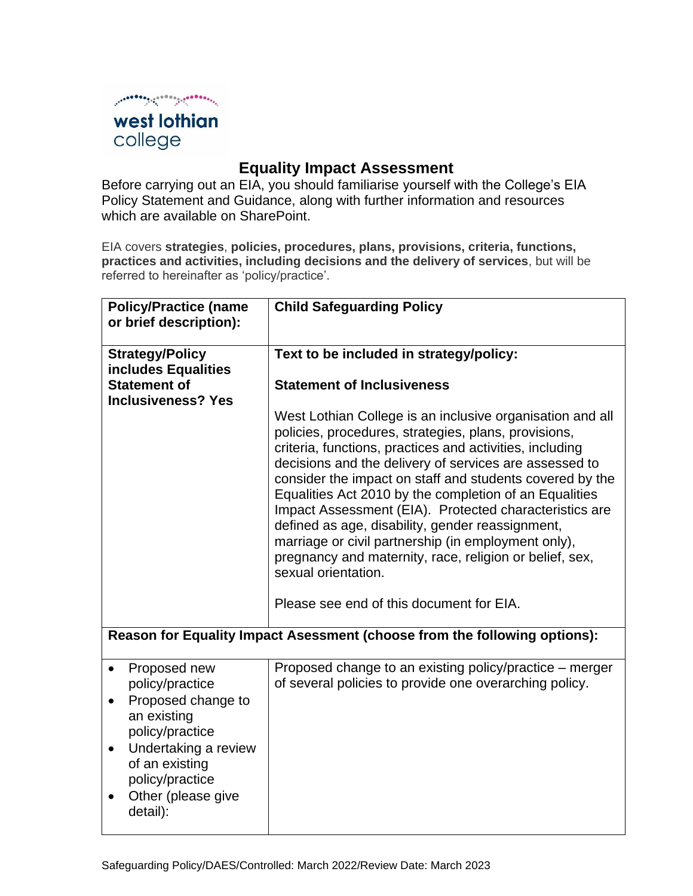# Equality Impact Assessment

Before carrying out an EIA, you should familiarise yourself with the College's EIA Policy Statement and Guidance, along with further information and resources which are available on SharePoint.

EIA covers **strategies**, **policies, procedures, plans, provisions, criteria, functions, practices and activities, including decisions and the delivery of services**, but will be referred to hereinafter as 'policy/practice'.

| **Policy/Practice (name or brief description):** | **Child Safeguarding Policy** |
|---|---|
| **Strategy/Policy includes Equalities Statement of Inclusiveness? Yes** | **Text to be included in strategy/policy:**<br><br>**Statement of Inclusiveness**<br><br>West Lothian College is an inclusive organisation and all policies, procedures, strategies, plans, provisions, criteria, functions, practices and activities, including decisions and the delivery of services are assessed to consider the impact on staff and students covered by the Equalities Act 2010 by the completion of an Equalities Impact Assessment (EIA). Protected characteristics are defined as age, disability, gender reassignment, marriage or civil partnership (in employment only), pregnancy and maternity, race, religion or belief, sex, sexual orientation.<br><br>Please see end of this document for EIA. |
| **Reason for Equality Impact Asessment (choose from the following options):** | |
| • Proposed new policy/practice<br>• Proposed change to an existing policy/practice<br>• Undertaking a review of an existing policy/practice<br>• Other (please give detail): | Proposed change to an existing policy/practice – merger of several policies to provide one overarching policy. |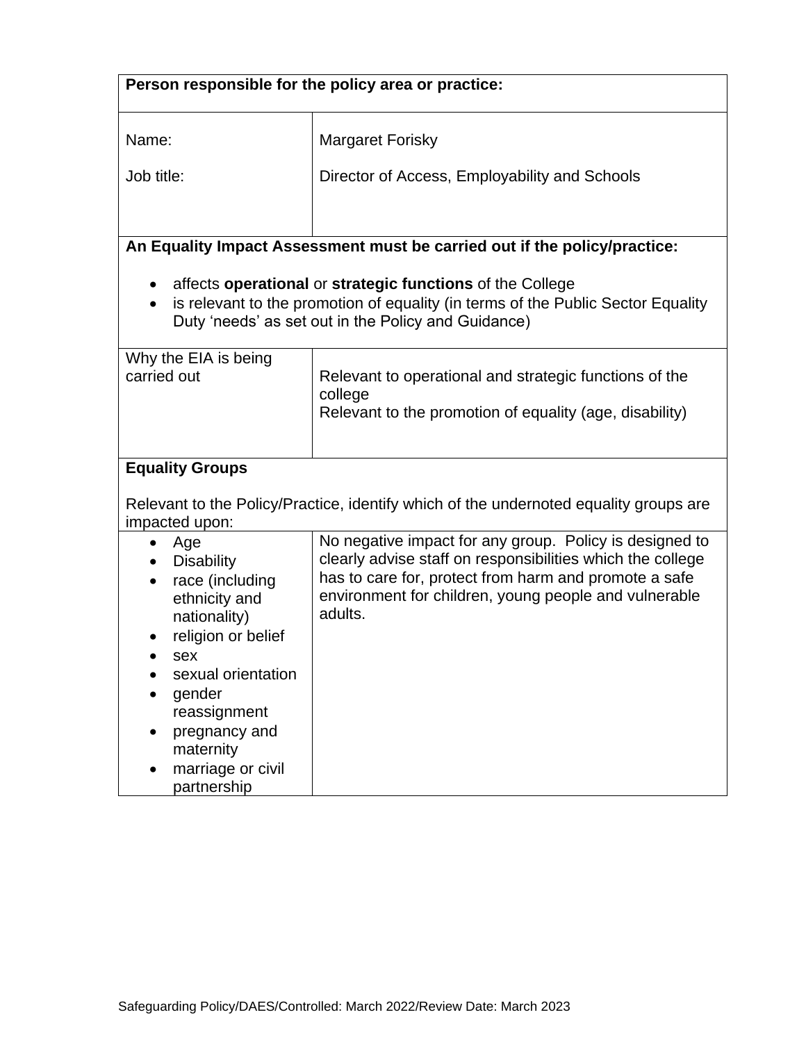| **Person responsible for the policy area or practice:** | |
|---|---|
| Name:<br><br>Job title: | Margaret Forisky<br><br>Director of Access, Employability and Schools |
| **An Equality Impact Assessment must be carried out if the policy/practice:**<br><br>• affects **operational** or **strategic functions** of the College<br>• is relevant to the promotion of equality (in terms of the Public Sector Equality Duty 'needs' as set out in the Policy and Guidance) | |
| Why the EIA is being carried out | Relevant to operational and strategic functions of the college<br>Relevant to the promotion of equality (age, disability) |
| **Equality Groups**<br><br>Relevant to the Policy/Practice, identify which of the undernoted equality groups are impacted upon: | |
| • Age<br>• Disability<br>• race (including ethnicity and nationality)<br>• religion or belief<br>• sex<br>• sexual orientation<br>• gender reassignment<br>• pregnancy and maternity<br>• marriage or civil partnership | No negative impact for any group. Policy is designed to clearly advise staff on responsibilities which the college has to care for, protect from harm and promote a safe environment for children, young people and vulnerable adults. |

Safeguarding Policy/DAES/Controlled: March 2022/Review Date: March 2023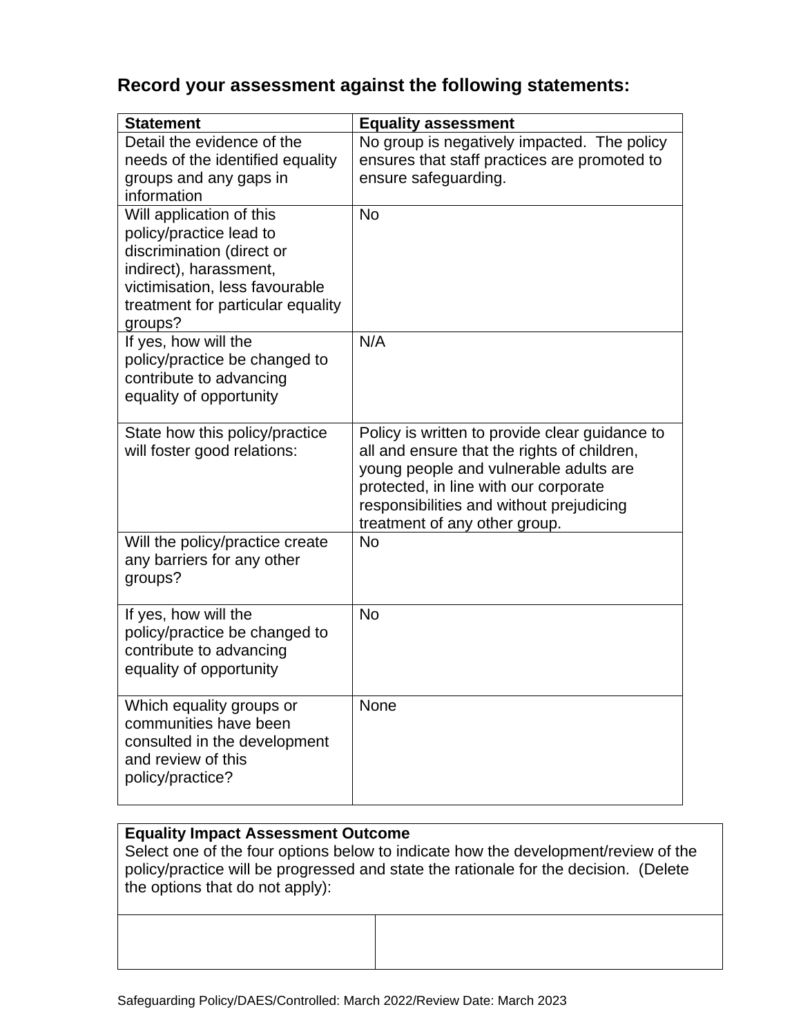### Record your assessment against the following statements:

| Statement | Equality assessment |
|---|---|
| Detail the evidence of the needs of the identified equality groups and any gaps in information | No group is negatively impacted. The policy ensures that staff practices are promoted to ensure safeguarding. |
| Will application of this policy/practice lead to discrimination (direct or indirect), harassment, victimisation, less favourable treatment for particular equality groups? | No |
| If yes, how will the policy/practice be changed to contribute to advancing equality of opportunity | N/A |
| State how this policy/practice will foster good relations: | Policy is written to provide clear guidance to all and ensure that the rights of children, young people and vulnerable adults are protected, in line with our corporate responsibilities and without prejudicing treatment of any other group. |
| Will the policy/practice create any barriers for any other groups? | No |
| If yes, how will the policy/practice be changed to contribute to advancing equality of opportunity | No |
| Which equality groups or communities have been consulted in the development and review of this policy/practice? | None |

| **Equality Impact Assessment Outcome**<br>Select one of the four options below to indicate how the development/review of the policy/practice will be progressed and state the rationale for the decision. (Delete the options that do not apply): | |
|---|---|
| | |

Safeguarding Policy/DAES/Controlled: March 2022/Review Date: March 2023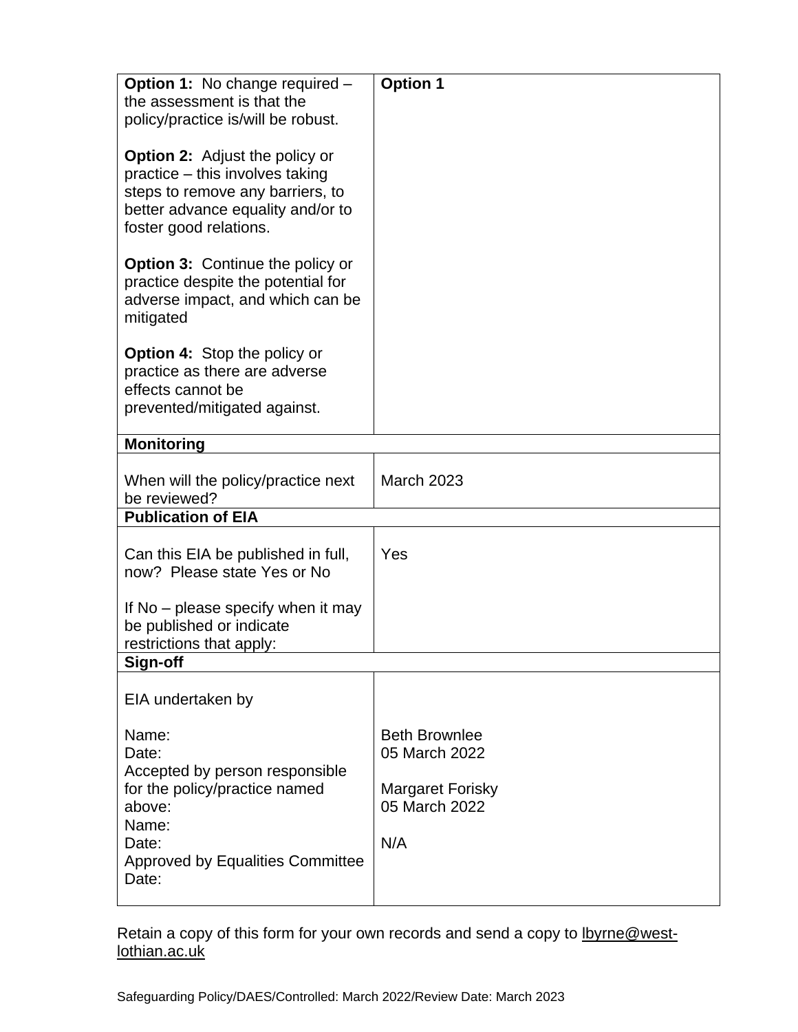| | |
|---|---|
| **Option 1:** No change required – the assessment is that the policy/practice is/will be robust.<br><br>**Option 2:** Adjust the policy or practice – this involves taking steps to remove any barriers, to better advance equality and/or to foster good relations.<br><br>**Option 3:** Continue the policy or practice despite the potential for adverse impact, and which can be mitigated<br><br>**Option 4:** Stop the policy or practice as there are adverse effects cannot be prevented/mitigated against. | **Option 1** |
| **Monitoring** | |
| When will the policy/practice next be reviewed? | March 2023 |
| **Publication of EIA** | |
| Can this EIA be published in full, now? Please state Yes or No<br><br>If No – please specify when it may be published or indicate restrictions that apply: | Yes |
| **Sign-off** | |
| EIA undertaken by<br><br>Name:<br>Date:<br>Accepted by person responsible for the policy/practice named above:<br>Name:<br>Date:<br>Approved by Equalities Committee<br>Date: | <br><br>Beth Brownlee<br>05 March 2022<br><br>Margaret Forisky<br>05 March 2022<br><br>N/A |

Retain a copy of this form for your own records and send a copy to lbyrne@west-lothian.ac.uk

Safeguarding Policy/DAES/Controlled: March 2022/Review Date: March 2023